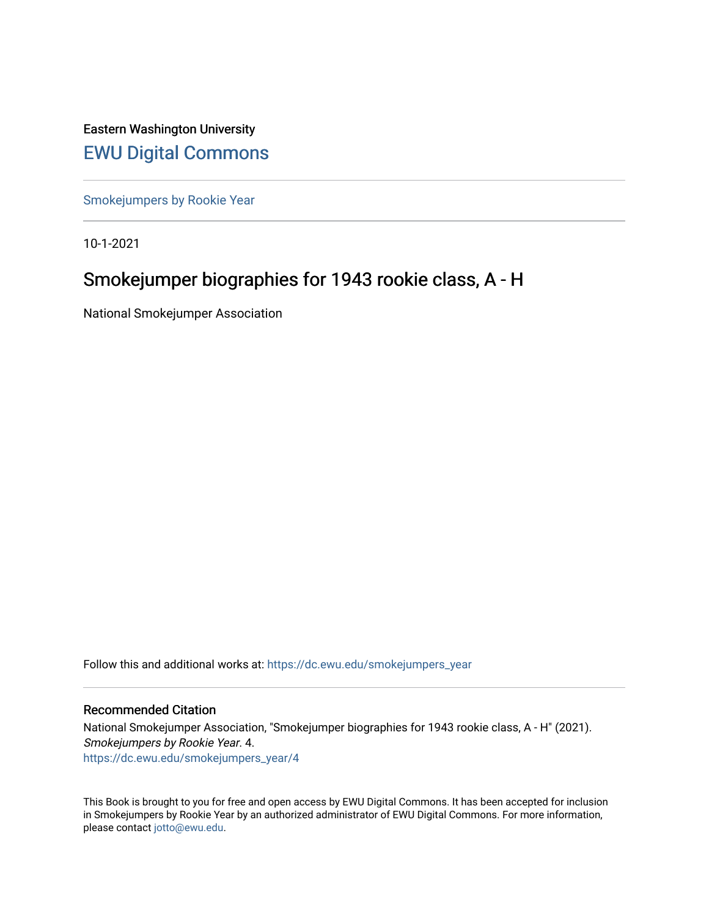Eastern Washington University

# EWU Digital Commons

Smokejumpers by Rookie Year

10-1-2021

# Smokejumper biographies for 1943 rookie class, A - H

National Smokejumper Association

Follow this and additional works at: https://dc.ewu.edu/smokejumpers_year

## Recommended Citation

National Smokejumper Association, "Smokejumper biographies for 1943 rookie class, A - H" (2021). *Smokejumpers by Rookie Year*. 4.
https://dc.ewu.edu/smokejumpers_year/4

This Book is brought to you for free and open access by EWU Digital Commons. It has been accepted for inclusion in Smokejumpers by Rookie Year by an authorized administrator of EWU Digital Commons. For more information, please contact jotto@ewu.edu.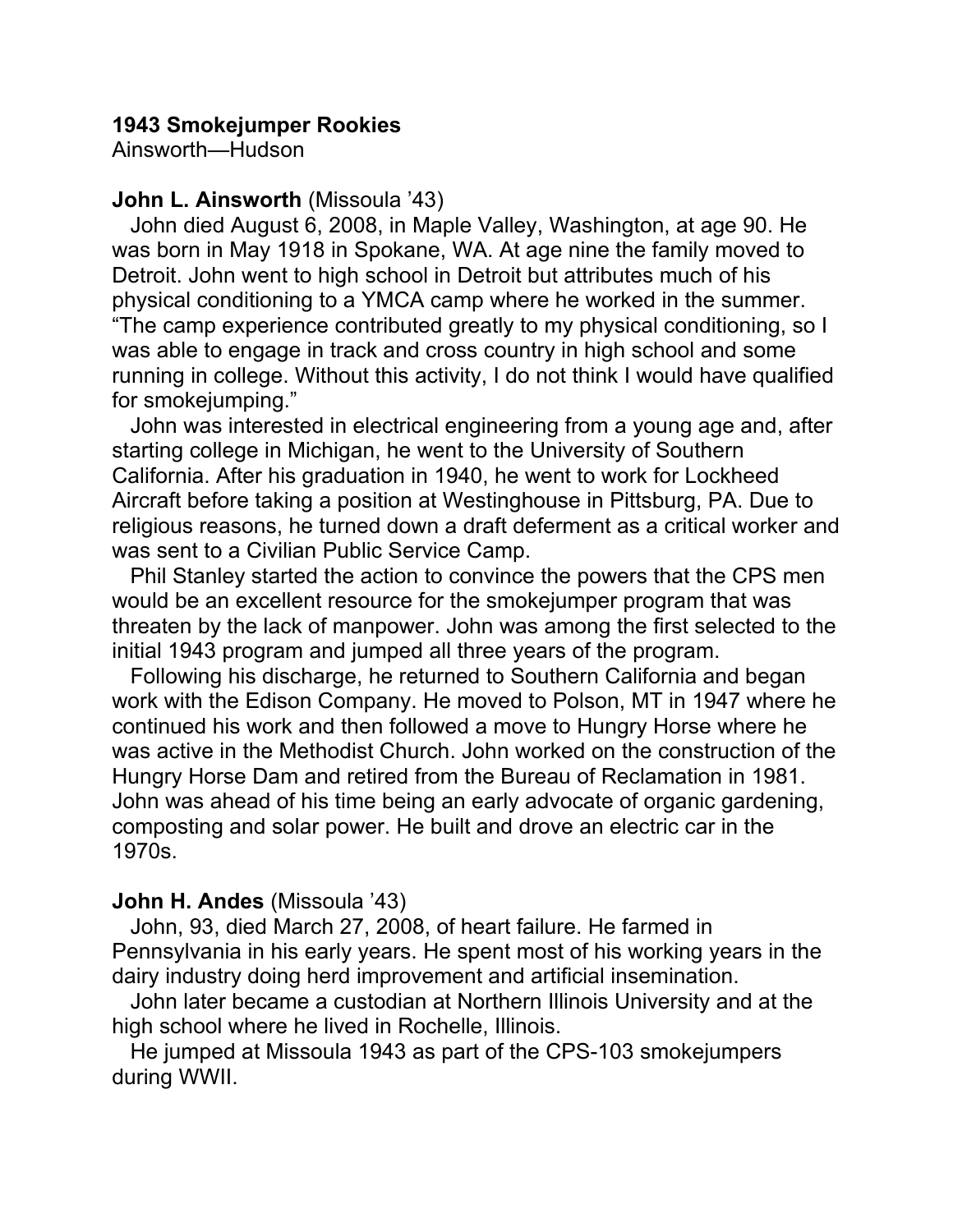**1943 Smokejumper Rookies**
Ainsworth—Hudson

**John L. Ainsworth** (Missoula '43)

John died August 6, 2008, in Maple Valley, Washington, at age 90. He was born in May 1918 in Spokane, WA. At age nine the family moved to Detroit. John went to high school in Detroit but attributes much of his physical conditioning to a YMCA camp where he worked in the summer. "The camp experience contributed greatly to my physical conditioning, so I was able to engage in track and cross country in high school and some running in college. Without this activity, I do not think I would have qualified for smokejumping."

John was interested in electrical engineering from a young age and, after starting college in Michigan, he went to the University of Southern California. After his graduation in 1940, he went to work for Lockheed Aircraft before taking a position at Westinghouse in Pittsburg, PA. Due to religious reasons, he turned down a draft deferment as a critical worker and was sent to a Civilian Public Service Camp.

Phil Stanley started the action to convince the powers that the CPS men would be an excellent resource for the smokejumper program that was threaten by the lack of manpower. John was among the first selected to the initial 1943 program and jumped all three years of the program.

Following his discharge, he returned to Southern California and began work with the Edison Company. He moved to Polson, MT in 1947 where he continued his work and then followed a move to Hungry Horse where he was active in the Methodist Church. John worked on the construction of the Hungry Horse Dam and retired from the Bureau of Reclamation in 1981. John was ahead of his time being an early advocate of organic gardening, composting and solar power. He built and drove an electric car in the 1970s.

**John H. Andes** (Missoula '43)

John, 93, died March 27, 2008, of heart failure. He farmed in Pennsylvania in his early years. He spent most of his working years in the dairy industry doing herd improvement and artificial insemination.

John later became a custodian at Northern Illinois University and at the high school where he lived in Rochelle, Illinois.

He jumped at Missoula 1943 as part of the CPS-103 smokejumpers during WWII.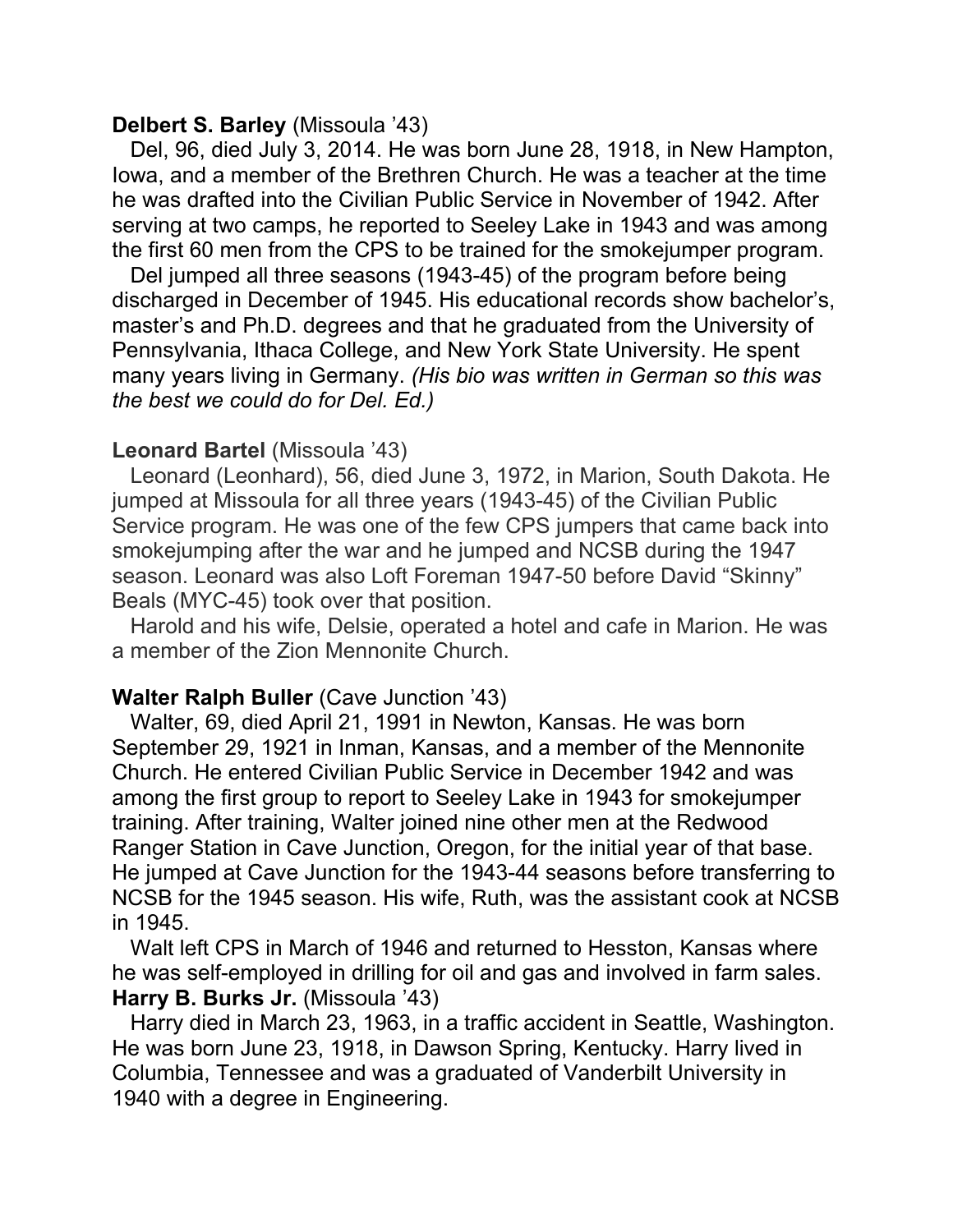**Delbert S. Barley** (Missoula '43)

Del, 96, died July 3, 2014. He was born June 28, 1918, in New Hampton, Iowa, and a member of the Brethren Church. He was a teacher at the time he was drafted into the Civilian Public Service in November of 1942. After serving at two camps, he reported to Seeley Lake in 1943 and was among the first 60 men from the CPS to be trained for the smokejumper program.

Del jumped all three seasons (1943-45) of the program before being discharged in December of 1945. His educational records show bachelor's, master's and Ph.D. degrees and that he graduated from the University of Pennsylvania, Ithaca College, and New York State University. He spent many years living in Germany. *(His bio was written in German so this was the best we could do for Del. Ed.)*

**Leonard Bartel** (Missoula '43)

Leonard (Leonhard), 56, died June 3, 1972, in Marion, South Dakota. He jumped at Missoula for all three years (1943-45) of the Civilian Public Service program. He was one of the few CPS jumpers that came back into smokejumping after the war and he jumped and NCSB during the 1947 season. Leonard was also Loft Foreman 1947-50 before David "Skinny" Beals (MYC-45) took over that position.

Harold and his wife, Delsie, operated a hotel and cafe in Marion. He was a member of the Zion Mennonite Church.

**Walter Ralph Buller** (Cave Junction '43)

Walter, 69, died April 21, 1991 in Newton, Kansas. He was born September 29, 1921 in Inman, Kansas, and a member of the Mennonite Church. He entered Civilian Public Service in December 1942 and was among the first group to report to Seeley Lake in 1943 for smokejumper training. After training, Walter joined nine other men at the Redwood Ranger Station in Cave Junction, Oregon, for the initial year of that base. He jumped at Cave Junction for the 1943-44 seasons before transferring to NCSB for the 1945 season. His wife, Ruth, was the assistant cook at NCSB in 1945.

Walt left CPS in March of 1946 and returned to Hesston, Kansas where he was self-employed in drilling for oil and gas and involved in farm sales.

**Harry B. Burks Jr.** (Missoula '43)

Harry died in March 23, 1963, in a traffic accident in Seattle, Washington. He was born June 23, 1918, in Dawson Spring, Kentucky. Harry lived in Columbia, Tennessee and was a graduated of Vanderbilt University in 1940 with a degree in Engineering.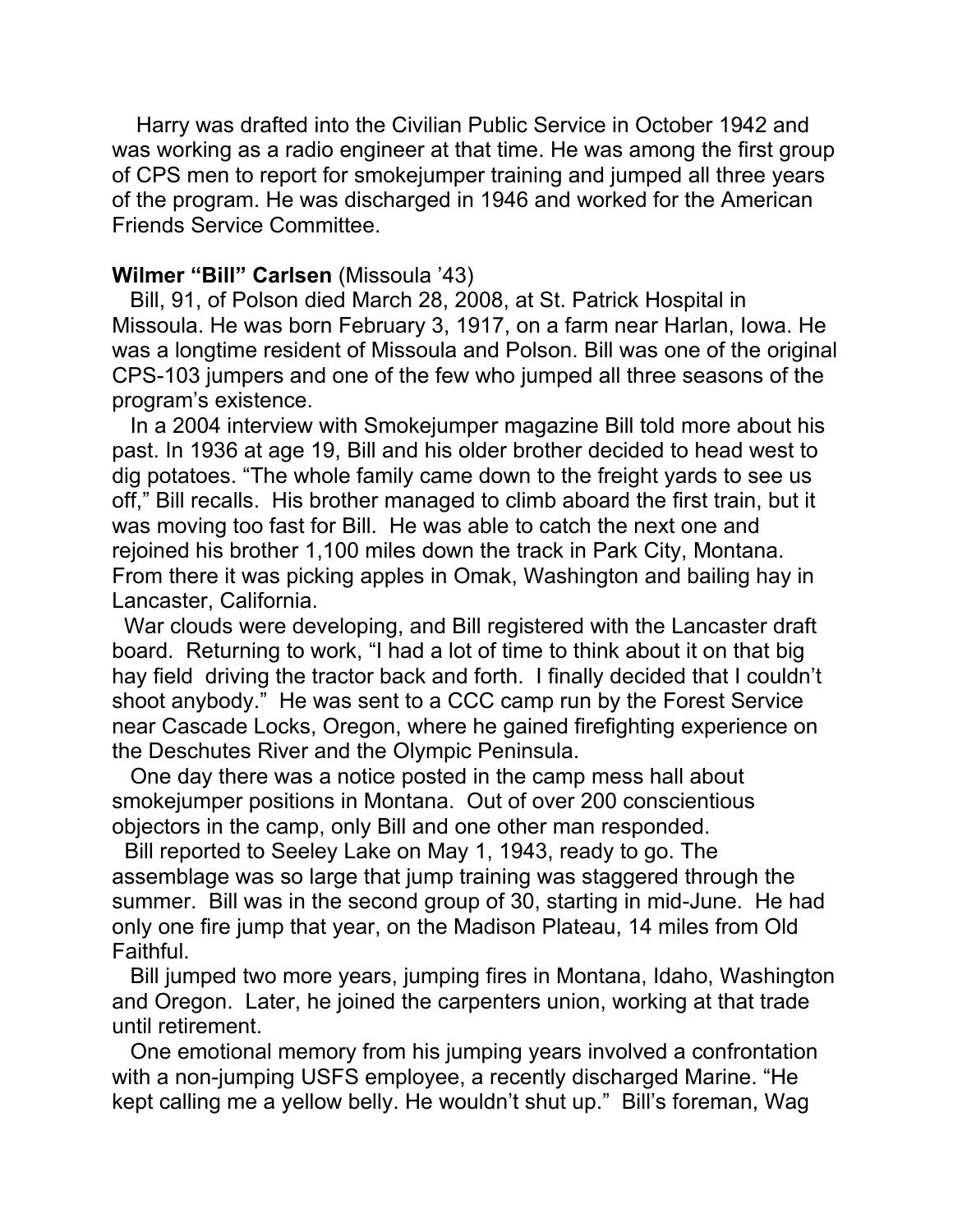Harry was drafted into the Civilian Public Service in October 1942 and was working as a radio engineer at that time. He was among the first group of CPS men to report for smokejumper training and jumped all three years of the program. He was discharged in 1946 and worked for the American Friends Service Committee.

**Wilmer "Bill" Carlsen** (Missoula '43)

Bill, 91, of Polson died March 28, 2008, at St. Patrick Hospital in Missoula. He was born February 3, 1917, on a farm near Harlan, Iowa. He was a longtime resident of Missoula and Polson. Bill was one of the original CPS-103 jumpers and one of the few who jumped all three seasons of the program's existence.

In a 2004 interview with Smokejumper magazine Bill told more about his past. In 1936 at age 19, Bill and his older brother decided to head west to dig potatoes. "The whole family came down to the freight yards to see us off," Bill recalls. His brother managed to climb aboard the first train, but it was moving too fast for Bill. He was able to catch the next one and rejoined his brother 1,100 miles down the track in Park City, Montana. From there it was picking apples in Omak, Washington and bailing hay in Lancaster, California.

War clouds were developing, and Bill registered with the Lancaster draft board. Returning to work, "I had a lot of time to think about it on that big hay field driving the tractor back and forth. I finally decided that I couldn't shoot anybody." He was sent to a CCC camp run by the Forest Service near Cascade Locks, Oregon, where he gained firefighting experience on the Deschutes River and the Olympic Peninsula.

One day there was a notice posted in the camp mess hall about smokejumper positions in Montana. Out of over 200 conscientious objectors in the camp, only Bill and one other man responded.

Bill reported to Seeley Lake on May 1, 1943, ready to go. The assemblage was so large that jump training was staggered through the summer. Bill was in the second group of 30, starting in mid-June. He had only one fire jump that year, on the Madison Plateau, 14 miles from Old Faithful.

Bill jumped two more years, jumping fires in Montana, Idaho, Washington and Oregon. Later, he joined the carpenters union, working at that trade until retirement.

One emotional memory from his jumping years involved a confrontation with a non-jumping USFS employee, a recently discharged Marine. "He kept calling me a yellow belly. He wouldn't shut up." Bill's foreman, Wag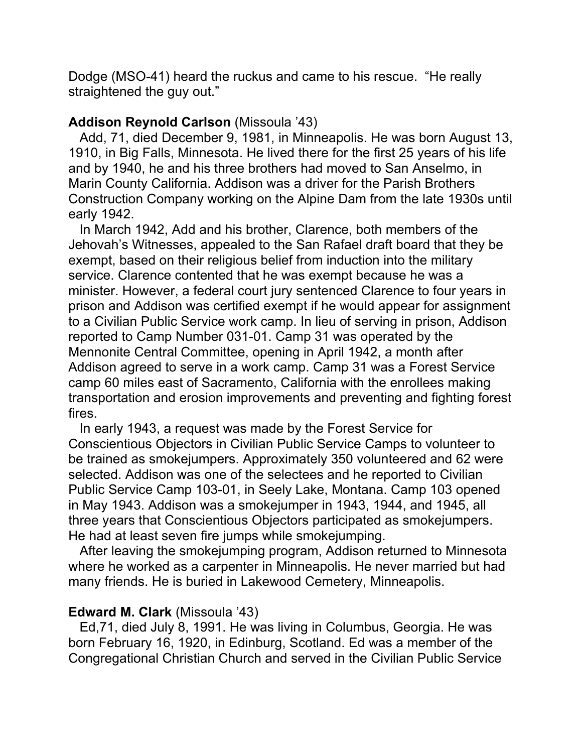Dodge (MSO-41) heard the ruckus and came to his rescue. "He really straightened the guy out."

**Addison Reynold Carlson** (Missoula '43)

Add, 71, died December 9, 1981, in Minneapolis. He was born August 13, 1910, in Big Falls, Minnesota. He lived there for the first 25 years of his life and by 1940, he and his three brothers had moved to San Anselmo, in Marin County California. Addison was a driver for the Parish Brothers Construction Company working on the Alpine Dam from the late 1930s until early 1942.

In March 1942, Add and his brother, Clarence, both members of the Jehovah's Witnesses, appealed to the San Rafael draft board that they be exempt, based on their religious belief from induction into the military service. Clarence contented that he was exempt because he was a minister. However, a federal court jury sentenced Clarence to four years in prison and Addison was certified exempt if he would appear for assignment to a Civilian Public Service work camp. In lieu of serving in prison, Addison reported to Camp Number 031-01. Camp 31 was operated by the Mennonite Central Committee, opening in April 1942, a month after Addison agreed to serve in a work camp. Camp 31 was a Forest Service camp 60 miles east of Sacramento, California with the enrollees making transportation and erosion improvements and preventing and fighting forest fires.

In early 1943, a request was made by the Forest Service for Conscientious Objectors in Civilian Public Service Camps to volunteer to be trained as smokejumpers. Approximately 350 volunteered and 62 were selected. Addison was one of the selectees and he reported to Civilian Public Service Camp 103-01, in Seely Lake, Montana. Camp 103 opened in May 1943. Addison was a smokejumper in 1943, 1944, and 1945, all three years that Conscientious Objectors participated as smokejumpers. He had at least seven fire jumps while smokejumping.

After leaving the smokejumping program, Addison returned to Minnesota where he worked as a carpenter in Minneapolis. He never married but had many friends. He is buried in Lakewood Cemetery, Minneapolis.

**Edward M. Clark** (Missoula '43)

Ed,71, died July 8, 1991. He was living in Columbus, Georgia. He was born February 16, 1920, in Edinburg, Scotland. Ed was a member of the Congregational Christian Church and served in the Civilian Public Service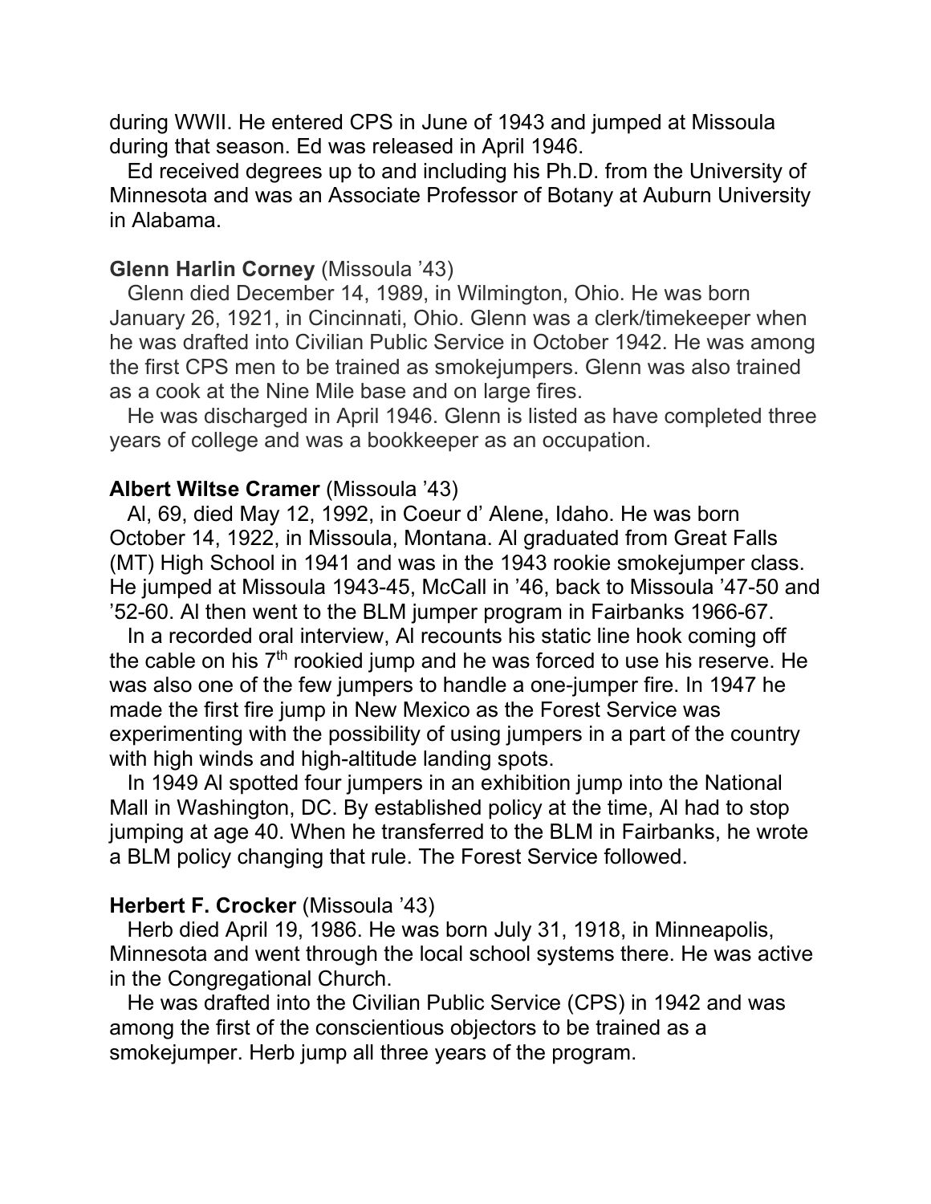during WWII. He entered CPS in June of 1943 and jumped at Missoula during that season. Ed was released in April 1946.

Ed received degrees up to and including his Ph.D. from the University of Minnesota and was an Associate Professor of Botany at Auburn University in Alabama.

**Glenn Harlin Corney** (Missoula '43)

Glenn died December 14, 1989, in Wilmington, Ohio. He was born January 26, 1921, in Cincinnati, Ohio. Glenn was a clerk/timekeeper when he was drafted into Civilian Public Service in October 1942. He was among the first CPS men to be trained as smokejumpers. Glenn was also trained as a cook at the Nine Mile base and on large fires.

He was discharged in April 1946. Glenn is listed as have completed three years of college and was a bookkeeper as an occupation.

**Albert Wiltse Cramer** (Missoula '43)

Al, 69, died May 12, 1992, in Coeur d' Alene, Idaho. He was born October 14, 1922, in Missoula, Montana. Al graduated from Great Falls (MT) High School in 1941 and was in the 1943 rookie smokejumper class. He jumped at Missoula 1943-45, McCall in '46, back to Missoula '47-50 and '52-60. Al then went to the BLM jumper program in Fairbanks 1966-67.

In a recorded oral interview, Al recounts his static line hook coming off the cable on his 7th rookied jump and he was forced to use his reserve. He was also one of the few jumpers to handle a one-jumper fire. In 1947 he made the first fire jump in New Mexico as the Forest Service was experimenting with the possibility of using jumpers in a part of the country with high winds and high-altitude landing spots.

In 1949 Al spotted four jumpers in an exhibition jump into the National Mall in Washington, DC. By established policy at the time, Al had to stop jumping at age 40. When he transferred to the BLM in Fairbanks, he wrote a BLM policy changing that rule. The Forest Service followed.

**Herbert F. Crocker** (Missoula '43)

Herb died April 19, 1986. He was born July 31, 1918, in Minneapolis, Minnesota and went through the local school systems there. He was active in the Congregational Church.

He was drafted into the Civilian Public Service (CPS) in 1942 and was among the first of the conscientious objectors to be trained as a smokejumper. Herb jump all three years of the program.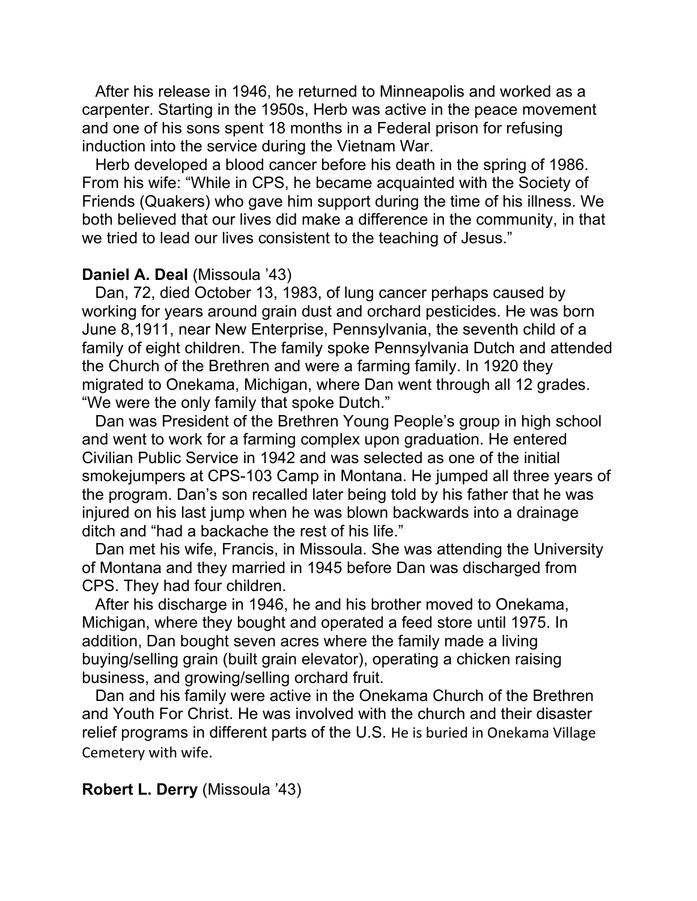After his release in 1946, he returned to Minneapolis and worked as a carpenter. Starting in the 1950s, Herb was active in the peace movement and one of his sons spent 18 months in a Federal prison for refusing induction into the service during the Vietnam War.

Herb developed a blood cancer before his death in the spring of 1986. From his wife: "While in CPS, he became acquainted with the Society of Friends (Quakers) who gave him support during the time of his illness. We both believed that our lives did make a difference in the community, in that we tried to lead our lives consistent to the teaching of Jesus."

**Daniel A. Deal** (Missoula '43)

Dan, 72, died October 13, 1983, of lung cancer perhaps caused by working for years around grain dust and orchard pesticides. He was born June 8,1911, near New Enterprise, Pennsylvania, the seventh child of a family of eight children. The family spoke Pennsylvania Dutch and attended the Church of the Brethren and were a farming family. In 1920 they migrated to Onekama, Michigan, where Dan went through all 12 grades. "We were the only family that spoke Dutch."

Dan was President of the Brethren Young People's group in high school and went to work for a farming complex upon graduation. He entered Civilian Public Service in 1942 and was selected as one of the initial smokejumpers at CPS-103 Camp in Montana. He jumped all three years of the program. Dan's son recalled later being told by his father that he was injured on his last jump when he was blown backwards into a drainage ditch and "had a backache the rest of his life."

Dan met his wife, Francis, in Missoula. She was attending the University of Montana and they married in 1945 before Dan was discharged from CPS. They had four children.

After his discharge in 1946, he and his brother moved to Onekama, Michigan, where they bought and operated a feed store until 1975. In addition, Dan bought seven acres where the family made a living buying/selling grain (built grain elevator), operating a chicken raising business, and growing/selling orchard fruit.

Dan and his family were active in the Onekama Church of the Brethren and Youth For Christ. He was involved with the church and their disaster relief programs in different parts of the U.S. He is buried in Onekama Village Cemetery with wife.

**Robert L. Derry** (Missoula '43)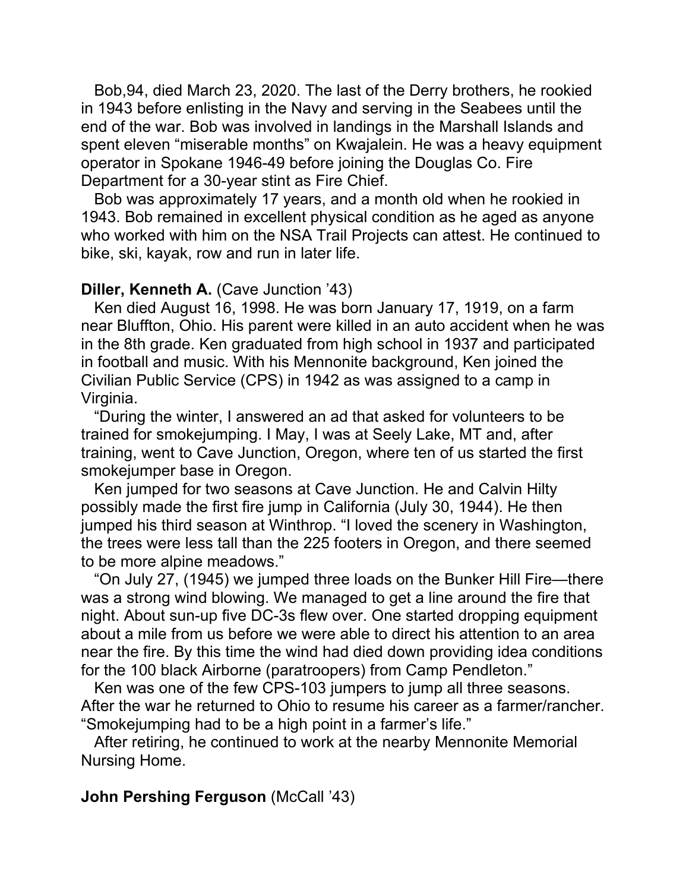Bob,94, died March 23, 2020. The last of the Derry brothers, he rookied in 1943 before enlisting in the Navy and serving in the Seabees until the end of the war. Bob was involved in landings in the Marshall Islands and spent eleven "miserable months" on Kwajalein. He was a heavy equipment operator in Spokane 1946-49 before joining the Douglas Co. Fire Department for a 30-year stint as Fire Chief.

Bob was approximately 17 years, and a month old when he rookied in 1943. Bob remained in excellent physical condition as he aged as anyone who worked with him on the NSA Trail Projects can attest. He continued to bike, ski, kayak, row and run in later life.

**Diller, Kenneth A.** (Cave Junction '43)

Ken died August 16, 1998. He was born January 17, 1919, on a farm near Bluffton, Ohio. His parent were killed in an auto accident when he was in the 8th grade. Ken graduated from high school in 1937 and participated in football and music. With his Mennonite background, Ken joined the Civilian Public Service (CPS) in 1942 as was assigned to a camp in Virginia.

"During the winter, I answered an ad that asked for volunteers to be trained for smokejumping. I May, I was at Seely Lake, MT and, after training, went to Cave Junction, Oregon, where ten of us started the first smokejumper base in Oregon.

Ken jumped for two seasons at Cave Junction. He and Calvin Hilty possibly made the first fire jump in California (July 30, 1944). He then jumped his third season at Winthrop. "I loved the scenery in Washington, the trees were less tall than the 225 footers in Oregon, and there seemed to be more alpine meadows."

"On July 27, (1945) we jumped three loads on the Bunker Hill Fire—there was a strong wind blowing. We managed to get a line around the fire that night. About sun-up five DC-3s flew over. One started dropping equipment about a mile from us before we were able to direct his attention to an area near the fire. By this time the wind had died down providing idea conditions for the 100 black Airborne (paratroopers) from Camp Pendleton."

Ken was one of the few CPS-103 jumpers to jump all three seasons. After the war he returned to Ohio to resume his career as a farmer/rancher. "Smokejumping had to be a high point in a farmer's life."

After retiring, he continued to work at the nearby Mennonite Memorial Nursing Home.

**John Pershing Ferguson** (McCall '43)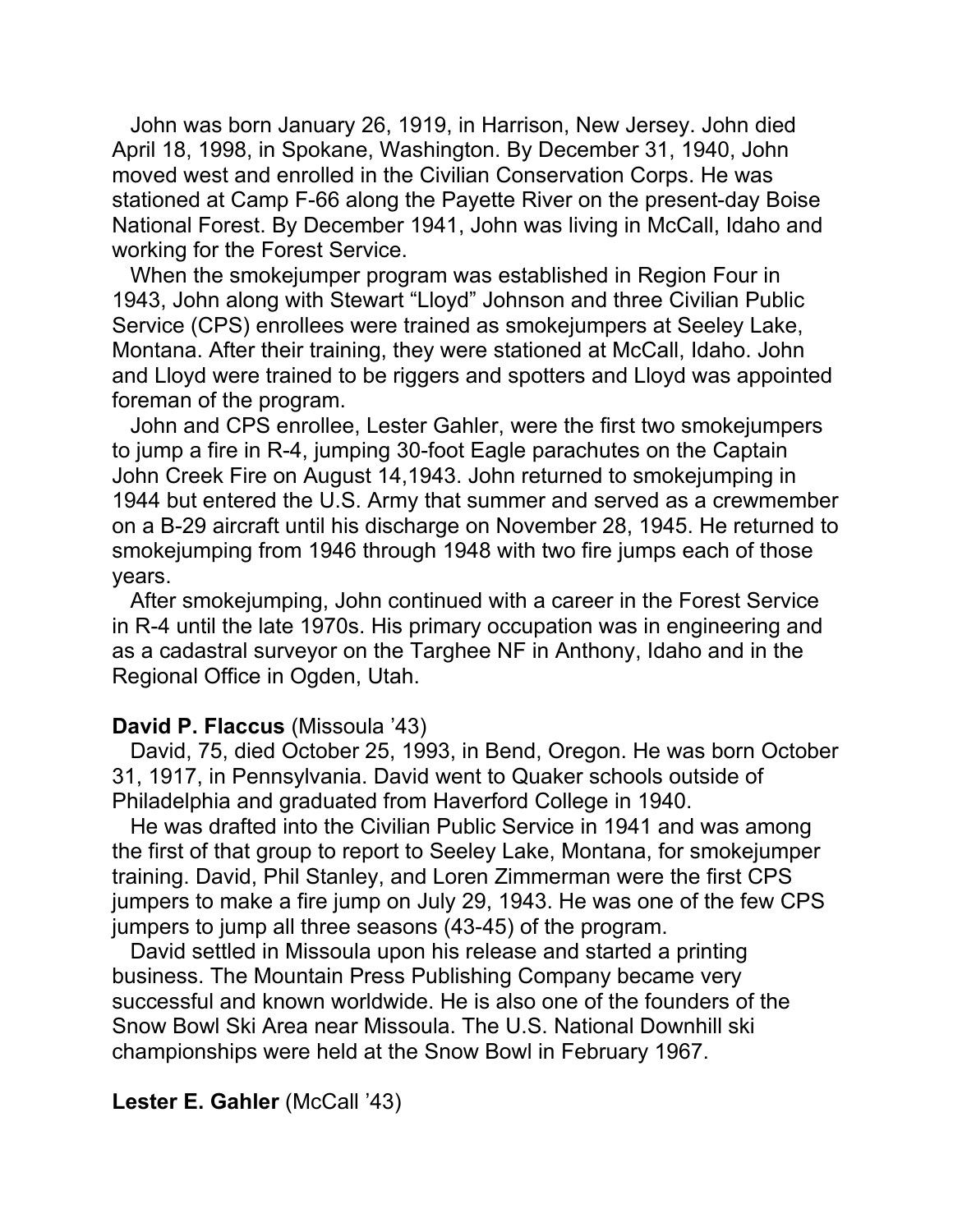John was born January 26, 1919, in Harrison, New Jersey. John died April 18, 1998, in Spokane, Washington. By December 31, 1940, John moved west and enrolled in the Civilian Conservation Corps. He was stationed at Camp F-66 along the Payette River on the present-day Boise National Forest. By December 1941, John was living in McCall, Idaho and working for the Forest Service.

When the smokejumper program was established in Region Four in 1943, John along with Stewart "Lloyd" Johnson and three Civilian Public Service (CPS) enrollees were trained as smokejumpers at Seeley Lake, Montana. After their training, they were stationed at McCall, Idaho. John and Lloyd were trained to be riggers and spotters and Lloyd was appointed foreman of the program.

John and CPS enrollee, Lester Gahler, were the first two smokejumpers to jump a fire in R-4, jumping 30-foot Eagle parachutes on the Captain John Creek Fire on August 14,1943. John returned to smokejumping in 1944 but entered the U.S. Army that summer and served as a crewmember on a B-29 aircraft until his discharge on November 28, 1945. He returned to smokejumping from 1946 through 1948 with two fire jumps each of those years.

After smokejumping, John continued with a career in the Forest Service in R-4 until the late 1970s. His primary occupation was in engineering and as a cadastral surveyor on the Targhee NF in Anthony, Idaho and in the Regional Office in Ogden, Utah.

**David P. Flaccus** (Missoula '43)

David, 75, died October 25, 1993, in Bend, Oregon. He was born October 31, 1917, in Pennsylvania. David went to Quaker schools outside of Philadelphia and graduated from Haverford College in 1940.

He was drafted into the Civilian Public Service in 1941 and was among the first of that group to report to Seeley Lake, Montana, for smokejumper training. David, Phil Stanley, and Loren Zimmerman were the first CPS jumpers to make a fire jump on July 29, 1943. He was one of the few CPS jumpers to jump all three seasons (43-45) of the program.

David settled in Missoula upon his release and started a printing business. The Mountain Press Publishing Company became very successful and known worldwide. He is also one of the founders of the Snow Bowl Ski Area near Missoula. The U.S. National Downhill ski championships were held at the Snow Bowl in February 1967.

**Lester E. Gahler** (McCall '43)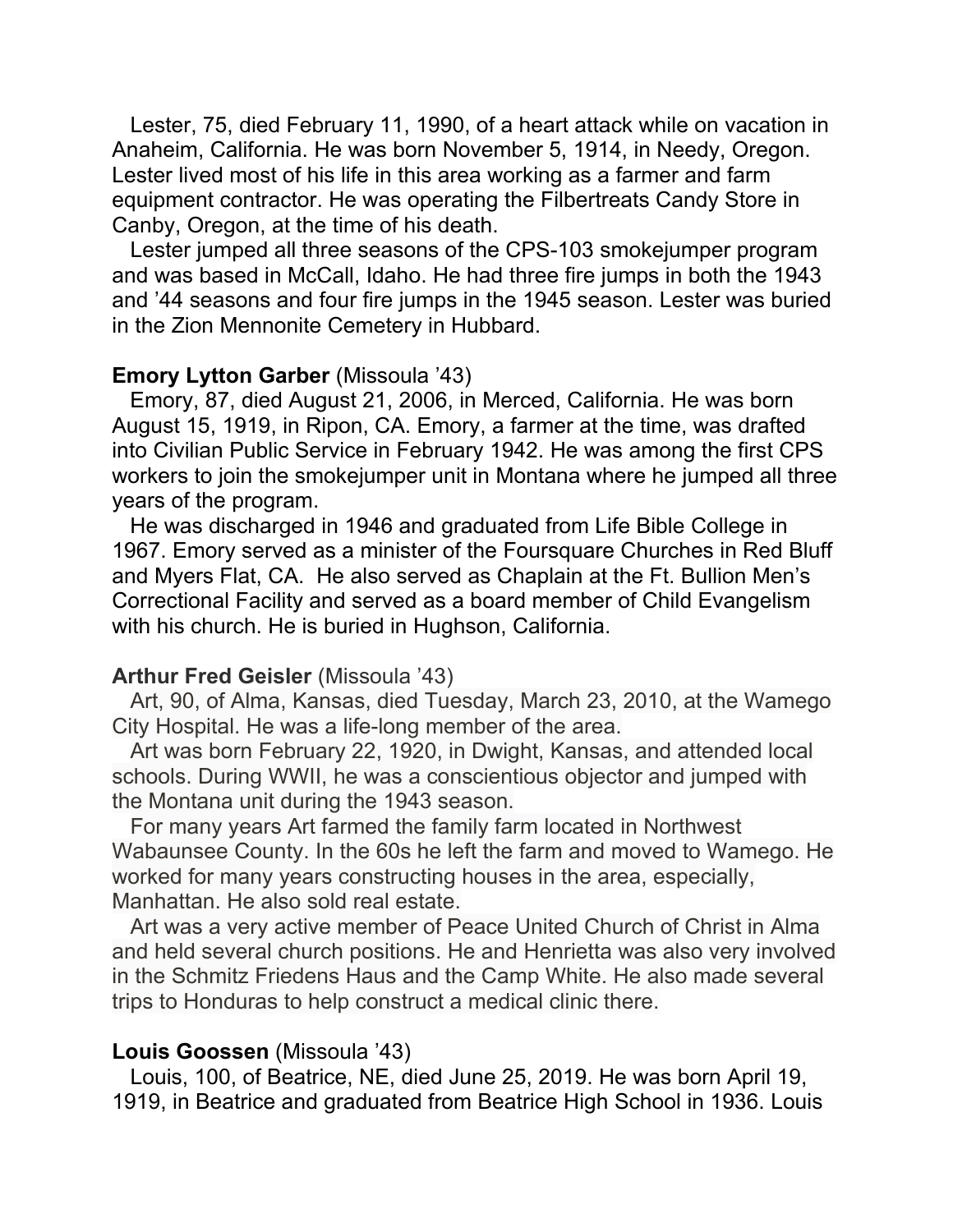Lester, 75, died February 11, 1990, of a heart attack while on vacation in Anaheim, California. He was born November 5, 1914, in Needy, Oregon. Lester lived most of his life in this area working as a farmer and farm equipment contractor. He was operating the Filbertreats Candy Store in Canby, Oregon, at the time of his death.

Lester jumped all three seasons of the CPS-103 smokejumper program and was based in McCall, Idaho. He had three fire jumps in both the 1943 and '44 seasons and four fire jumps in the 1945 season. Lester was buried in the Zion Mennonite Cemetery in Hubbard.

**Emory Lytton Garber** (Missoula '43)

Emory, 87, died August 21, 2006, in Merced, California. He was born August 15, 1919, in Ripon, CA. Emory, a farmer at the time, was drafted into Civilian Public Service in February 1942. He was among the first CPS workers to join the smokejumper unit in Montana where he jumped all three years of the program.

He was discharged in 1946 and graduated from Life Bible College in 1967. Emory served as a minister of the Foursquare Churches in Red Bluff and Myers Flat, CA. He also served as Chaplain at the Ft. Bullion Men's Correctional Facility and served as a board member of Child Evangelism with his church. He is buried in Hughson, California.

**Arthur Fred Geisler** (Missoula '43)

Art, 90, of Alma, Kansas, died Tuesday, March 23, 2010, at the Wamego City Hospital. He was a life-long member of the area.

Art was born February 22, 1920, in Dwight, Kansas, and attended local schools. During WWII, he was a conscientious objector and jumped with the Montana unit during the 1943 season.

For many years Art farmed the family farm located in Northwest Wabaunsee County. In the 60s he left the farm and moved to Wamego. He worked for many years constructing houses in the area, especially, Manhattan. He also sold real estate.

Art was a very active member of Peace United Church of Christ in Alma and held several church positions. He and Henrietta was also very involved in the Schmitz Friedens Haus and the Camp White. He also made several trips to Honduras to help construct a medical clinic there.

**Louis Goossen** (Missoula '43)

Louis, 100, of Beatrice, NE, died June 25, 2019. He was born April 19, 1919, in Beatrice and graduated from Beatrice High School in 1936. Louis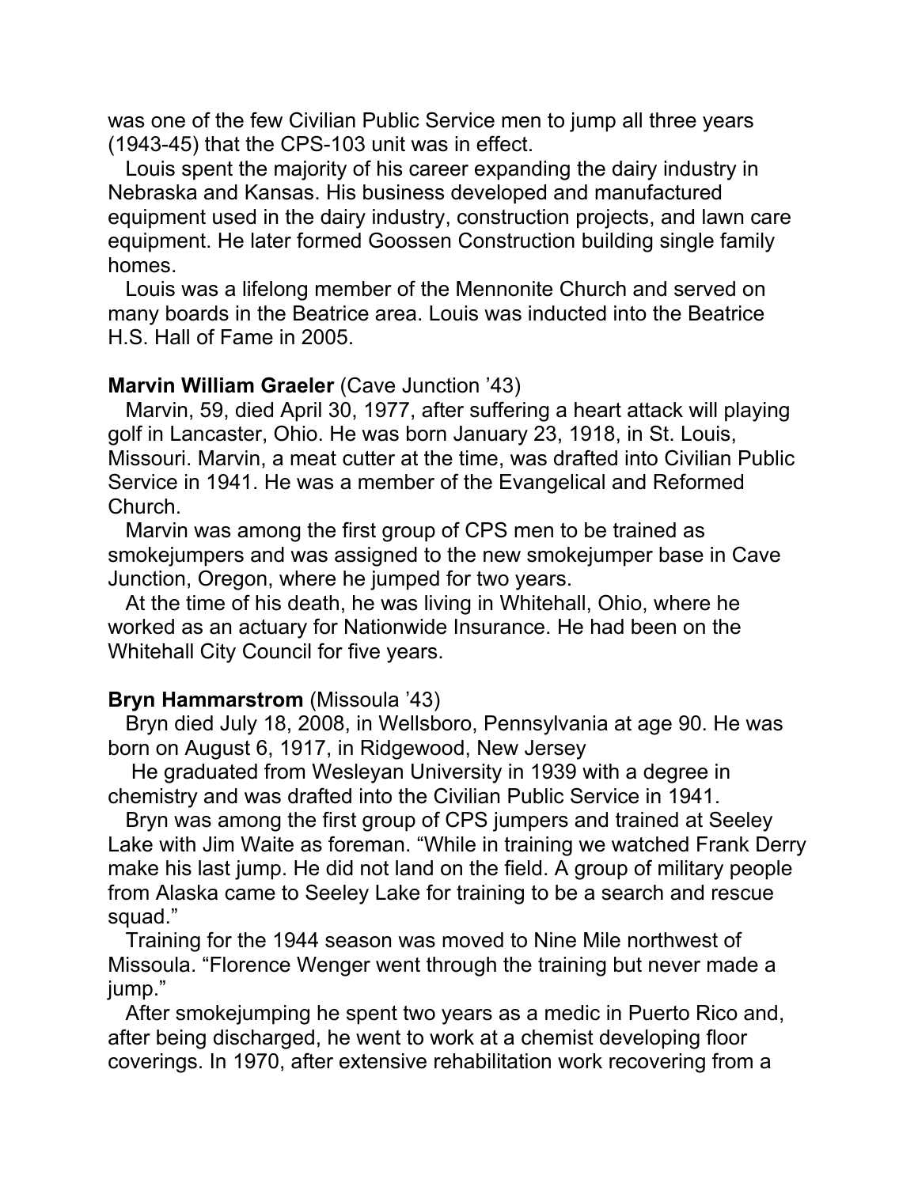was one of the few Civilian Public Service men to jump all three years (1943-45) that the CPS-103 unit was in effect.

Louis spent the majority of his career expanding the dairy industry in Nebraska and Kansas. His business developed and manufactured equipment used in the dairy industry, construction projects, and lawn care equipment. He later formed Goossen Construction building single family homes.

Louis was a lifelong member of the Mennonite Church and served on many boards in the Beatrice area. Louis was inducted into the Beatrice H.S. Hall of Fame in 2005.

**Marvin William Graeler** (Cave Junction '43)

Marvin, 59, died April 30, 1977, after suffering a heart attack will playing golf in Lancaster, Ohio. He was born January 23, 1918, in St. Louis, Missouri. Marvin, a meat cutter at the time, was drafted into Civilian Public Service in 1941. He was a member of the Evangelical and Reformed Church.

Marvin was among the first group of CPS men to be trained as smokejumpers and was assigned to the new smokejumper base in Cave Junction, Oregon, where he jumped for two years.

At the time of his death, he was living in Whitehall, Ohio, where he worked as an actuary for Nationwide Insurance. He had been on the Whitehall City Council for five years.

**Bryn Hammarstrom** (Missoula '43)

Bryn died July 18, 2008, in Wellsboro, Pennsylvania at age 90. He was born on August 6, 1917, in Ridgewood, New Jersey

He graduated from Wesleyan University in 1939 with a degree in chemistry and was drafted into the Civilian Public Service in 1941.

Bryn was among the first group of CPS jumpers and trained at Seeley Lake with Jim Waite as foreman. "While in training we watched Frank Derry make his last jump. He did not land on the field. A group of military people from Alaska came to Seeley Lake for training to be a search and rescue squad."

Training for the 1944 season was moved to Nine Mile northwest of Missoula. "Florence Wenger went through the training but never made a jump."

After smokejumping he spent two years as a medic in Puerto Rico and, after being discharged, he went to work at a chemist developing floor coverings. In 1970, after extensive rehabilitation work recovering from a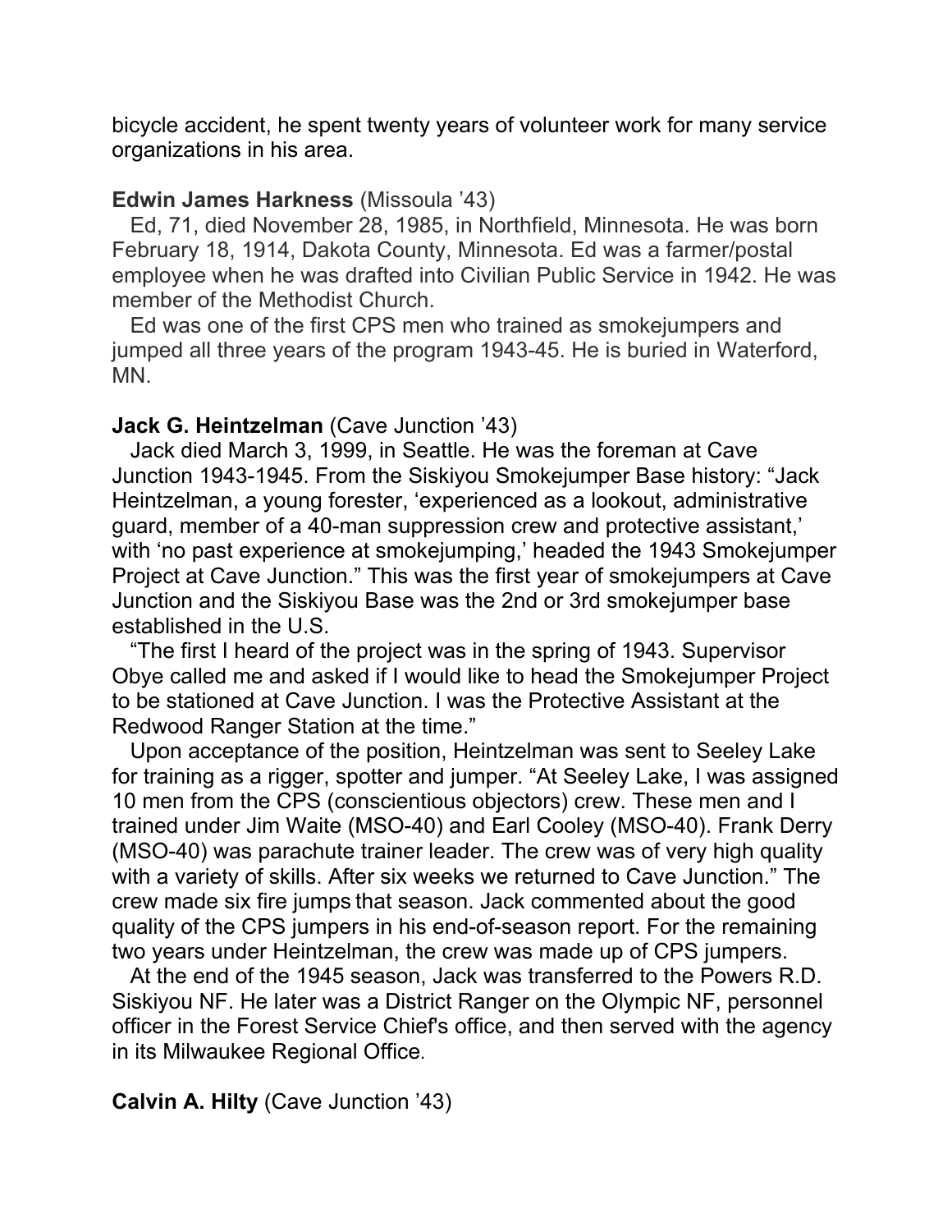bicycle accident, he spent twenty years of volunteer work for many service organizations in his area.

**Edwin James Harkness** (Missoula '43)

Ed, 71, died November 28, 1985, in Northfield, Minnesota. He was born February 18, 1914, Dakota County, Minnesota. Ed was a farmer/postal employee when he was drafted into Civilian Public Service in 1942. He was member of the Methodist Church.

Ed was one of the first CPS men who trained as smokejumpers and jumped all three years of the program 1943-45. He is buried in Waterford, MN.

**Jack G. Heintzelman** (Cave Junction '43)

Jack died March 3, 1999, in Seattle. He was the foreman at Cave Junction 1943-1945. From the Siskiyou Smokejumper Base history: "Jack Heintzelman, a young forester, 'experienced as a lookout, administrative guard, member of a 40-man suppression crew and protective assistant,' with 'no past experience at smokejumping,' headed the 1943 Smokejumper Project at Cave Junction." This was the first year of smokejumpers at Cave Junction and the Siskiyou Base was the 2nd or 3rd smokejumper base established in the U.S.

"The first I heard of the project was in the spring of 1943. Supervisor Obye called me and asked if I would like to head the Smokejumper Project to be stationed at Cave Junction. I was the Protective Assistant at the Redwood Ranger Station at the time."

Upon acceptance of the position, Heintzelman was sent to Seeley Lake for training as a rigger, spotter and jumper. "At Seeley Lake, I was assigned 10 men from the CPS (conscientious objectors) crew. These men and I trained under Jim Waite (MSO-40) and Earl Cooley (MSO-40). Frank Derry (MSO-40) was parachute trainer leader. The crew was of very high quality with a variety of skills. After six weeks we returned to Cave Junction." The crew made six fire jumps that season. Jack commented about the good quality of the CPS jumpers in his end-of-season report. For the remaining two years under Heintzelman, the crew was made up of CPS jumpers.

At the end of the 1945 season, Jack was transferred to the Powers R.D. Siskiyou NF. He later was a District Ranger on the Olympic NF, personnel officer in the Forest Service Chief's office, and then served with the agency in its Milwaukee Regional Office.

**Calvin A. Hilty** (Cave Junction '43)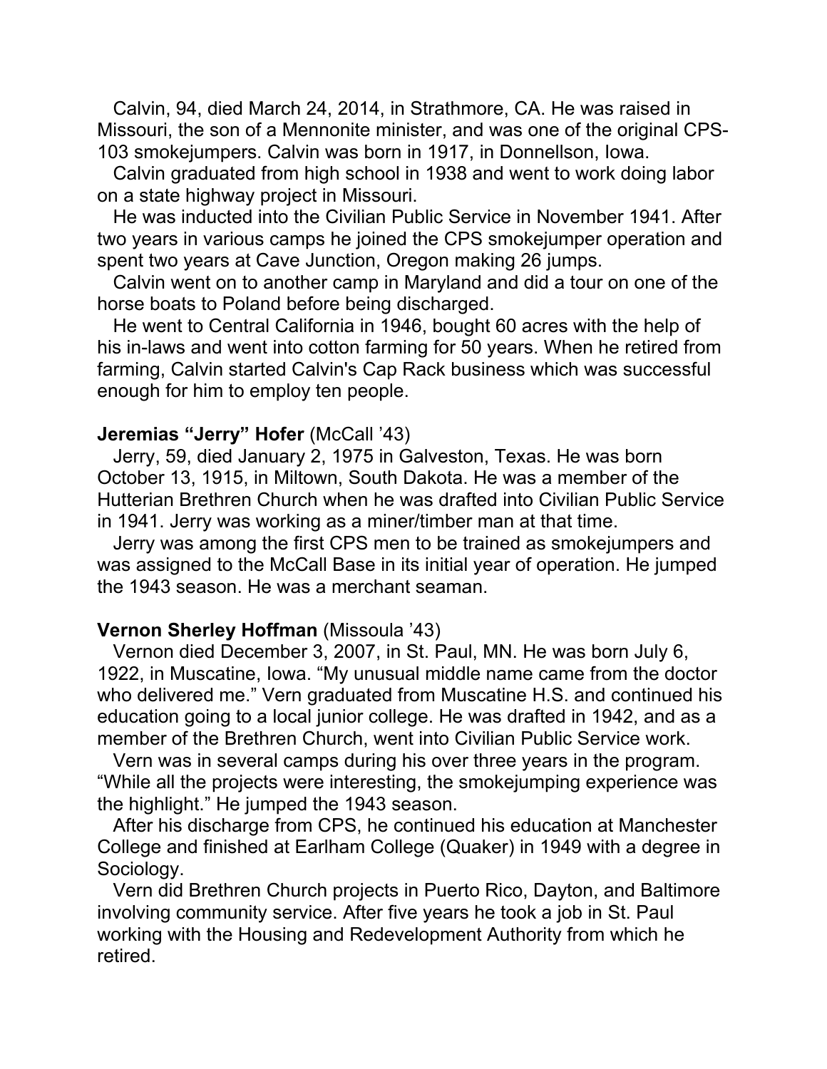Calvin, 94, died March 24, 2014, in Strathmore, CA. He was raised in Missouri, the son of a Mennonite minister, and was one of the original CPS-103 smokejumpers. Calvin was born in 1917, in Donnellson, Iowa.

Calvin graduated from high school in 1938 and went to work doing labor on a state highway project in Missouri.

He was inducted into the Civilian Public Service in November 1941. After two years in various camps he joined the CPS smokejumper operation and spent two years at Cave Junction, Oregon making 26 jumps.

Calvin went on to another camp in Maryland and did a tour on one of the horse boats to Poland before being discharged.

He went to Central California in 1946, bought 60 acres with the help of his in-laws and went into cotton farming for 50 years. When he retired from farming, Calvin started Calvin's Cap Rack business which was successful enough for him to employ ten people.

**Jeremias "Jerry" Hofer** (McCall '43)

Jerry, 59, died January 2, 1975 in Galveston, Texas. He was born October 13, 1915, in Miltown, South Dakota. He was a member of the Hutterian Brethren Church when he was drafted into Civilian Public Service in 1941. Jerry was working as a miner/timber man at that time.

Jerry was among the first CPS men to be trained as smokejumpers and was assigned to the McCall Base in its initial year of operation. He jumped the 1943 season. He was a merchant seaman.

**Vernon Sherley Hoffman** (Missoula '43)

Vernon died December 3, 2007, in St. Paul, MN. He was born July 6, 1922, in Muscatine, Iowa. "My unusual middle name came from the doctor who delivered me." Vern graduated from Muscatine H.S. and continued his education going to a local junior college. He was drafted in 1942, and as a member of the Brethren Church, went into Civilian Public Service work.

Vern was in several camps during his over three years in the program. "While all the projects were interesting, the smokejumping experience was the highlight." He jumped the 1943 season.

After his discharge from CPS, he continued his education at Manchester College and finished at Earlham College (Quaker) in 1949 with a degree in Sociology.

Vern did Brethren Church projects in Puerto Rico, Dayton, and Baltimore involving community service. After five years he took a job in St. Paul working with the Housing and Redevelopment Authority from which he retired.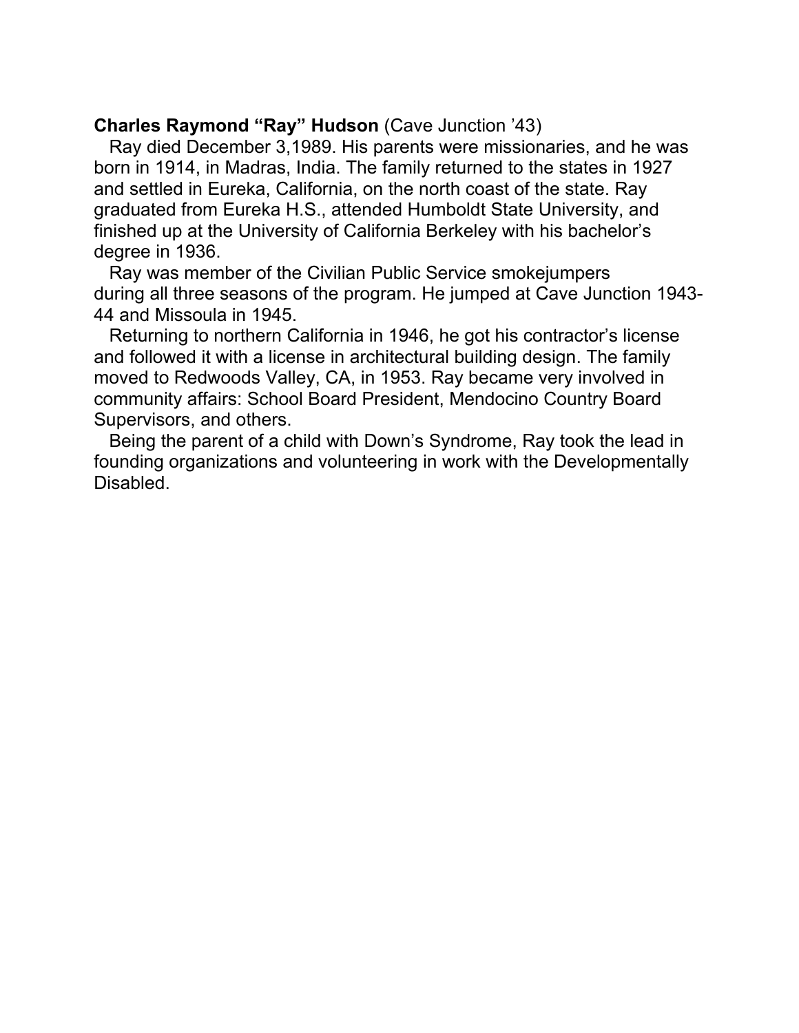**Charles Raymond "Ray" Hudson** (Cave Junction '43)

Ray died December 3,1989. His parents were missionaries, and he was born in 1914, in Madras, India. The family returned to the states in 1927 and settled in Eureka, California, on the north coast of the state. Ray graduated from Eureka H.S., attended Humboldt State University, and finished up at the University of California Berkeley with his bachelor's degree in 1936.

Ray was member of the Civilian Public Service smokejumpers during all three seasons of the program. He jumped at Cave Junction 1943-44 and Missoula in 1945.

Returning to northern California in 1946, he got his contractor's license and followed it with a license in architectural building design. The family moved to Redwoods Valley, CA, in 1953. Ray became very involved in community affairs: School Board President, Mendocino Country Board Supervisors, and others.

Being the parent of a child with Down's Syndrome, Ray took the lead in founding organizations and volunteering in work with the Developmentally Disabled.